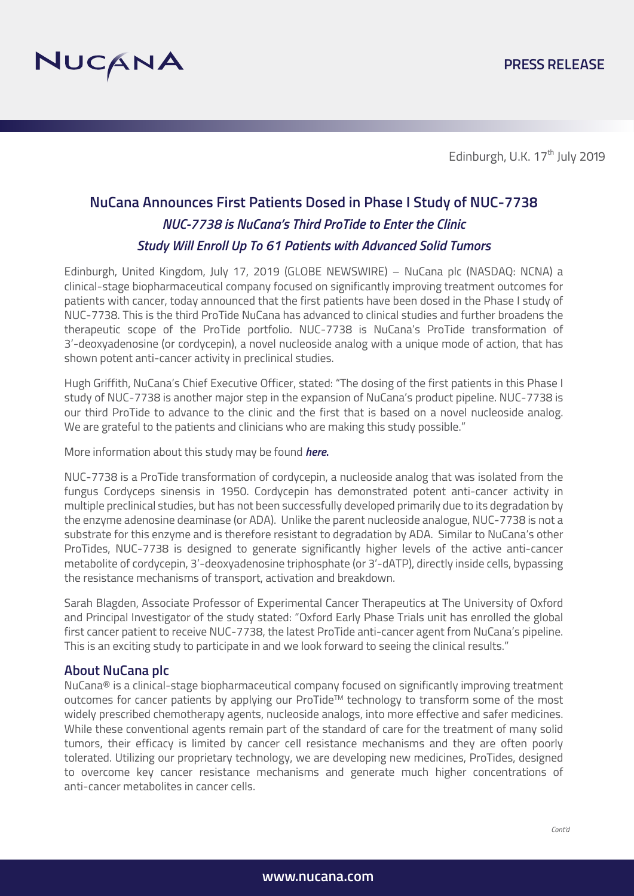NUCANA

PRESS RELEASE

Edinburgh, U.K. 17th July 2019

# NuCana Announces First Patients Dosed in Phase I Study of NUC-7738

## *NUC-7738 is NuCana's Third ProTide to Enter the Clinic*

## *Study Will Enroll Up To 61 Patients with Advanced Solid Tumors*

Edinburgh, United Kingdom, July 17, 2019 (GLOBE NEWSWIRE) – NuCana plc (NASDAQ: NCNA) a clinical-stage biopharmaceutical company focused on significantly improving treatment outcomes for patients with cancer, today announced that the first patients have been dosed in the Phase I study of NUC-7738. This is the third ProTide NuCana has advanced to clinical studies and further broadens the therapeutic scope of the ProTide portfolio. NUC-7738 is NuCana's ProTide transformation of 3'-deoxyadenosine (or cordycepin), a novel nucleoside analog with a unique mode of action, that has shown potent anti-cancer activity in preclinical studies.

Hugh Griffith, NuCana's Chief Executive Officer, stated: "The dosing of the first patients in this Phase I study of NUC-7738 is another major step in the expansion of NuCana's product pipeline. NUC-7738 is our third ProTide to advance to the clinic and the first that is based on a novel nucleoside analog. We are grateful to the patients and clinicians who are making this study possible."

More information about this study may be found ***here.***

NUC-7738 is a ProTide transformation of cordycepin, a nucleoside analog that was isolated from the fungus Cordyceps sinensis in 1950. Cordycepin has demonstrated potent anti-cancer activity in multiple preclinical studies, but has not been successfully developed primarily due to its degradation by the enzyme adenosine deaminase (or ADA). Unlike the parent nucleoside analogue, NUC-7738 is not a substrate for this enzyme and is therefore resistant to degradation by ADA. Similar to NuCana's other ProTides, NUC-7738 is designed to generate significantly higher levels of the active anti-cancer metabolite of cordycepin, 3'-deoxyadenosine triphosphate (or 3'-dATP), directly inside cells, bypassing the resistance mechanisms of transport, activation and breakdown.

Sarah Blagden, Associate Professor of Experimental Cancer Therapeutics at The University of Oxford and Principal Investigator of the study stated: "Oxford Early Phase Trials unit has enrolled the global first cancer patient to receive NUC-7738, the latest ProTide anti-cancer agent from NuCana's pipeline. This is an exciting study to participate in and we look forward to seeing the clinical results."

### About NuCana plc

NuCana® is a clinical-stage biopharmaceutical company focused on significantly improving treatment outcomes for cancer patients by applying our ProTide™ technology to transform some of the most widely prescribed chemotherapy agents, nucleoside analogs, into more effective and safer medicines. While these conventional agents remain part of the standard of care for the treatment of many solid tumors, their efficacy is limited by cancer cell resistance mechanisms and they are often poorly tolerated. Utilizing our proprietary technology, we are developing new medicines, ProTides, designed to overcome key cancer resistance mechanisms and generate much higher concentrations of anti-cancer metabolites in cancer cells.

*Cont'd*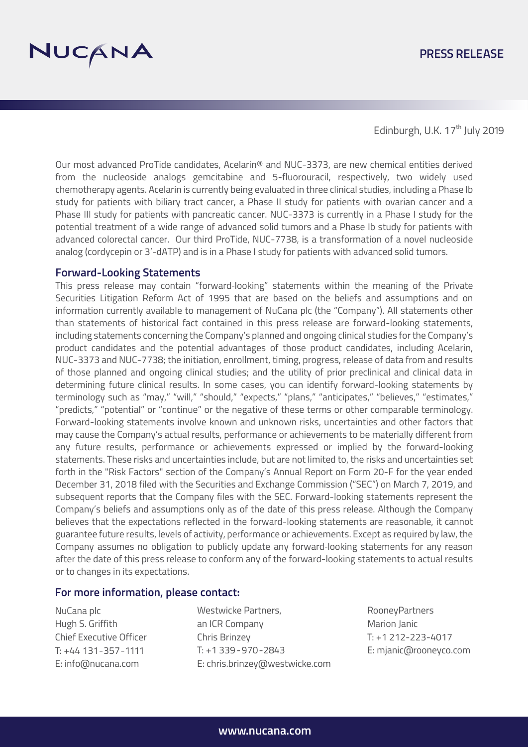Edinburgh, U.K. 17th July 2019

Our most advanced ProTide candidates, Acelarin® and NUC-3373, are new chemical entities derived from the nucleoside analogs gemcitabine and 5-fluorouracil, respectively, two widely used chemotherapy agents. Acelarin is currently being evaluated in three clinical studies, including a Phase Ib study for patients with biliary tract cancer, a Phase II study for patients with ovarian cancer and a Phase III study for patients with pancreatic cancer. NUC-3373 is currently in a Phase I study for the potential treatment of a wide range of advanced solid tumors and a Phase Ib study for patients with advanced colorectal cancer. Our third ProTide, NUC-7738, is a transformation of a novel nucleoside analog (cordycepin or 3'-dATP) and is in a Phase I study for patients with advanced solid tumors.

## Forward-Looking Statements

This press release may contain "forward-looking" statements within the meaning of the Private Securities Litigation Reform Act of 1995 that are based on the beliefs and assumptions and on information currently available to management of NuCana plc (the "Company"). All statements other than statements of historical fact contained in this press release are forward-looking statements, including statements concerning the Company's planned and ongoing clinical studies for the Company's product candidates and the potential advantages of those product candidates, including Acelarin, NUC-3373 and NUC-7738; the initiation, enrollment, timing, progress, release of data from and results of those planned and ongoing clinical studies; and the utility of prior preclinical and clinical data in determining future clinical results. In some cases, you can identify forward-looking statements by terminology such as "may," "will," "should," "expects," "plans," "anticipates," "believes," "estimates," "predicts," "potential" or "continue" or the negative of these terms or other comparable terminology. Forward-looking statements involve known and unknown risks, uncertainties and other factors that may cause the Company's actual results, performance or achievements to be materially different from any future results, performance or achievements expressed or implied by the forward-looking statements. These risks and uncertainties include, but are not limited to, the risks and uncertainties set forth in the "Risk Factors" section of the Company's Annual Report on Form 20-F for the year ended December 31, 2018 filed with the Securities and Exchange Commission ("SEC") on March 7, 2019, and subsequent reports that the Company files with the SEC. Forward-looking statements represent the Company's beliefs and assumptions only as of the date of this press release. Although the Company believes that the expectations reflected in the forward-looking statements are reasonable, it cannot guarantee future results, levels of activity, performance or achievements. Except as required by law, the Company assumes no obligation to publicly update any forward-looking statements for any reason after the date of this press release to conform any of the forward-looking statements to actual results or to changes in its expectations.

## For more information, please contact:

NuCana plc
Hugh S. Griffith
Chief Executive Officer
T: +44 131-357-1111
E: info@nucana.com

Westwicke Partners,
an ICR Company
Chris Brinzey
T: +1 339-970-2843
E: chris.brinzey@westwicke.com

RooneyPartners
Marion Janic
T: +1 212-223-4017
E: mjanic@rooneyco.com

www.nucana.com